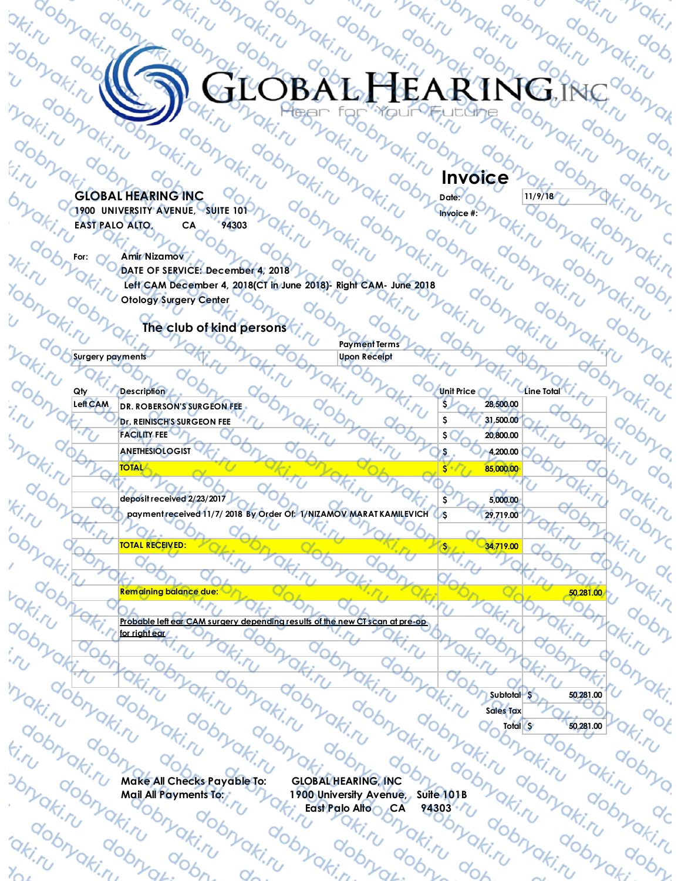# GLOBAL HEARING, INC

Hear for Your Future

## Invoice

**GLOBAL HEARING INC**
1900 UNIVERSITY AVENUE, SUITE 101
EAST PALO ALTO, CA 94303

Date: 11/9/18
Invoice #:

For: Amir Nizamov
DATE OF SERVICE: December 4, 2018
Left CAM December 4, 2018(CT in June 2018)- Right CAM- June 2018
Otology Surgery Center

**The club of kind persons**

| | Payment Terms |
|---|---|
| Surgery payments | Upon Receipt |

| Qty | Description | Unit Price | Line Total |
|---|---|---|---|
| Left CAM | DR. ROBERSON'S SURGEON FEE | $ 28,500.00 | |
| | Dr. REINISCH'S SURGEON FEE | $ 31,500.00 | |
| | FACILITY FEE | $ 20,800.00 | |
| | ANETHESIOLOGIST | $ 4,200.00 | |
| | TOTAL | $ 85,000.00 | |
| | | | |
| | deposit received 2/23/2017 | $ 5,000.00 | |
| | payment received 11/7/ 2018 By Order Of: 1/NIZAMOV MARAT KAMILEVICH | $ 29,719.00 | |
| | | | |
| | TOTAL RECEIVED: | $ 34,719.00 | |
| | | | |
| | | | |
| | Remaining balance due: | | 50,281.00 |
| | | | |
| | Probable left ear CAM surgery depending results of the new CT scan at pre-op for right ear | | |
| | | | |
| | | | |

| | |
|---|---|
| Subtotal | $ 50,281.00 |
| Sales Tax | |
| Total | $ 50,281.00 |

Make All Checks Payable To: GLOBAL HEARING, INC
Mail All Payments To: 1900 University Avenue, Suite 101B
East Palo Alto CA 94303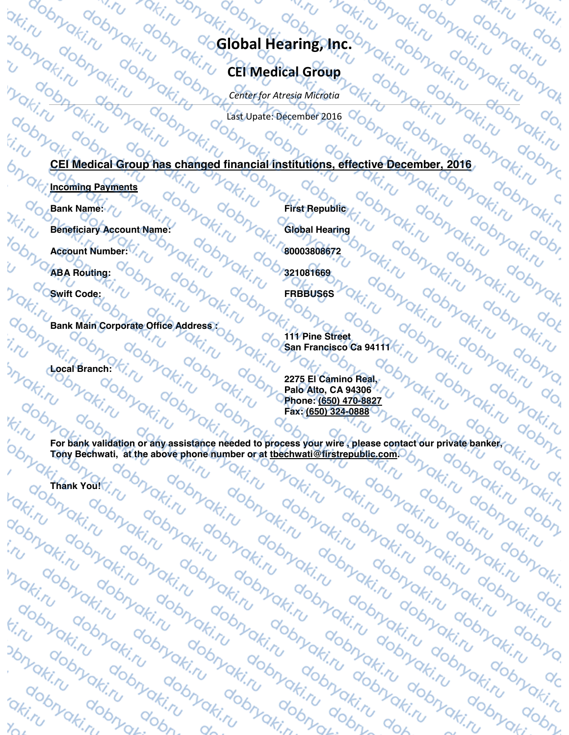# Global Hearing, Inc.

## CEI Medical Group

*Center for Atresia Microtia*

Last Upate: December 2016

---

**CEI Medical Group has changed financial institutions, effective December, 2016**

**Incoming Payments**

| | |
|---|---|
| **Bank Name:** | **First Republic** |
| **Beneficiary Account Name:** | **Global Hearing** |
| **Account Number:** | **80003808672** |
| **ABA Routing:** | **321081669** |
| **Swift Code:** | **FRBBUS6S** |
| **Bank Main Corporate Office Address :** | **111 Pine Street**<br>**San Francisco Ca 94111** |
| **Local Branch:** | **2275 El Camino Real,**<br>**Palo Alto, CA 94306**<br>**Phone: (650) 470-8827**<br>**Fax: (650) 324-0888** |

**For bank validation or any assistance needed to process your wire , please contact our private banker, Tony Bechwati, at the above phone number or at tbechwati@firstrepublic.com.**

**Thank You!**